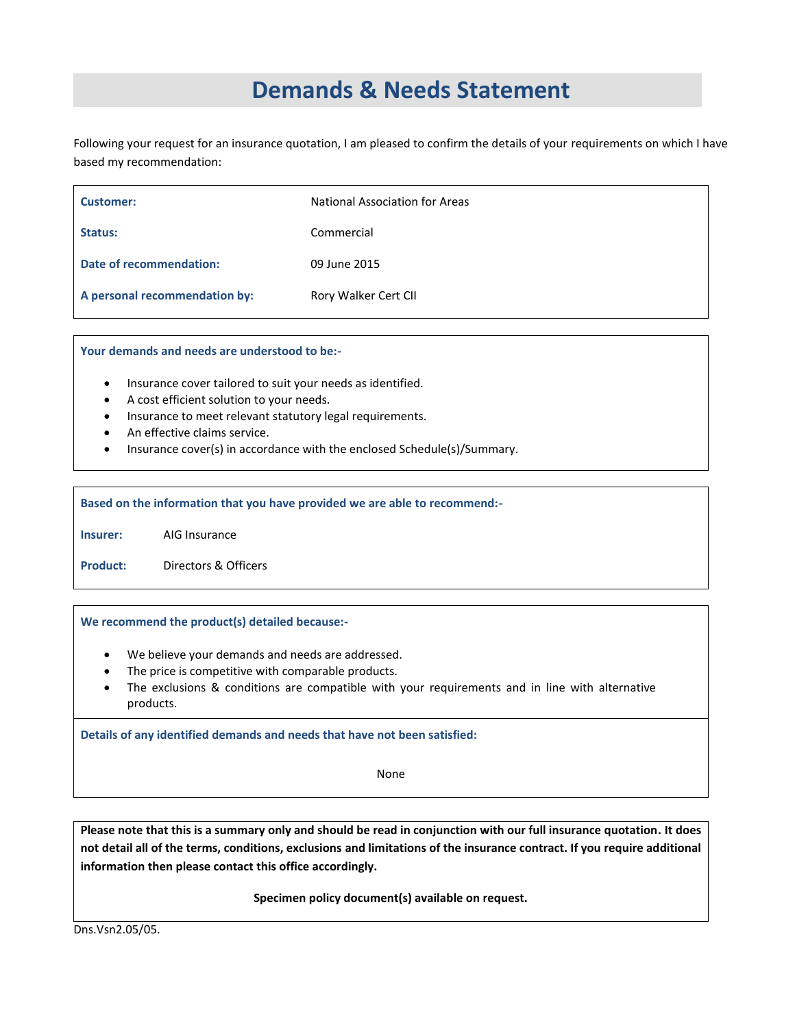# Demands & Needs Statement

Following your request for an insurance quotation, I am pleased to confirm the details of your requirements on which I have based my recommendation:

| | |
|---|---|
| **Customer:** | National Association for Areas |
| **Status:** | Commercial |
| **Date of recommendation:** | 09 June 2015 |
| **A personal recommendation by:** | Rory Walker Cert CII |

**Your demands and needs are understood to be:-**

- Insurance cover tailored to suit your needs as identified.
- A cost efficient solution to your needs.
- Insurance to meet relevant statutory legal requirements.
- An effective claims service.
- Insurance cover(s) in accordance with the enclosed Schedule(s)/Summary.

**Based on the information that you have provided we are able to recommend:-**

**Insurer:** AIG Insurance

**Product:** Directors & Officers

**We recommend the product(s) detailed because:-**

- We believe your demands and needs are addressed.
- The price is competitive with comparable products.
- The exclusions & conditions are compatible with your requirements and in line with alternative products.

**Details of any identified demands and needs that have not been satisfied:**

None

**Please note that this is a summary only and should be read in conjunction with our full insurance quotation. It does not detail all of the terms, conditions, exclusions and limitations of the insurance contract. If you require additional information then please contact this office accordingly.**

**Specimen policy document(s) available on request.**

Dns.Vsn2.05/05.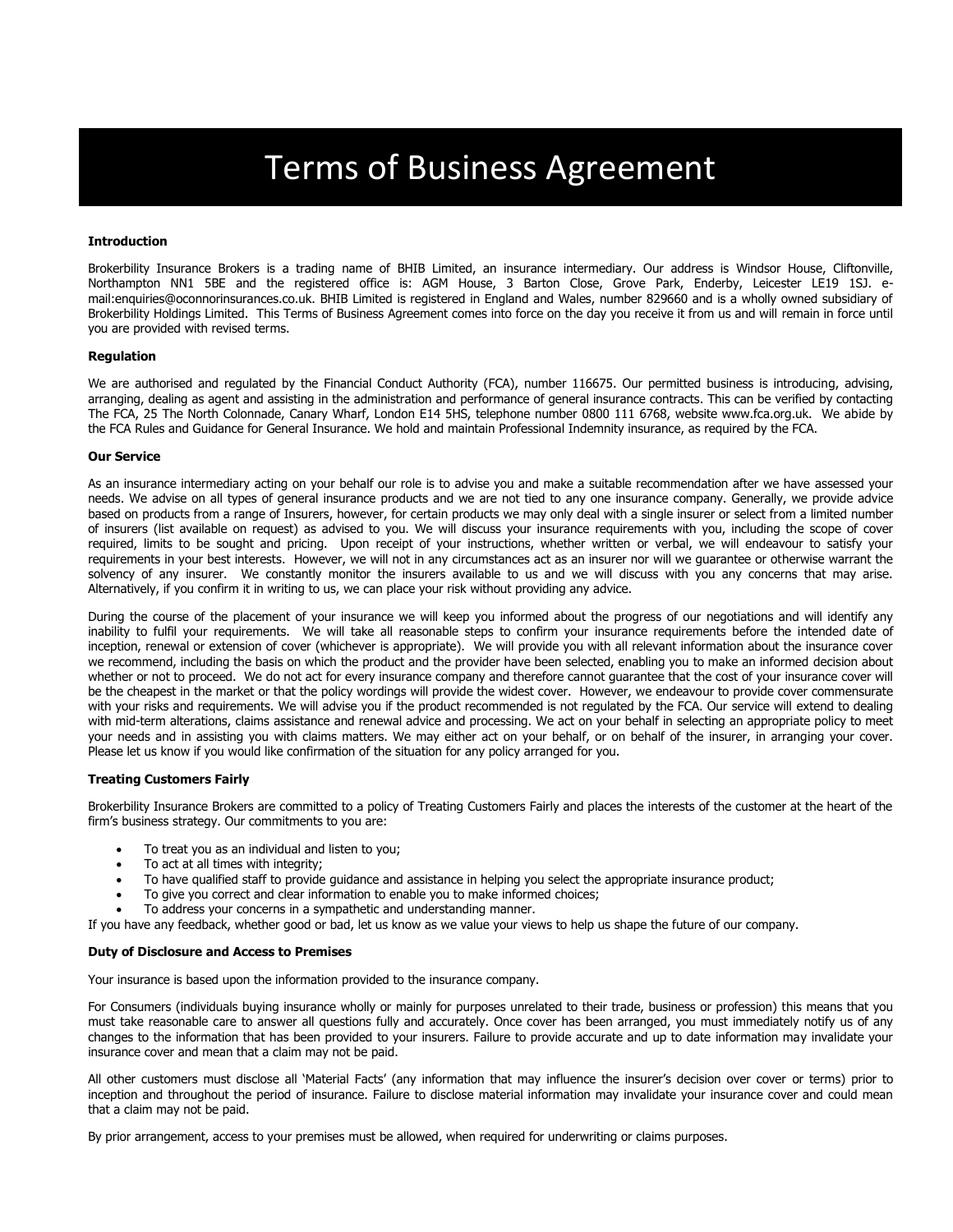# Terms of Business Agreement

**Introduction**

Brokerbility Insurance Brokers is a trading name of BHIB Limited, an insurance intermediary. Our address is Windsor House, Cliftonville, Northampton NN1 5BE and the registered office is: AGM House, 3 Barton Close, Grove Park, Enderby, Leicester LE19 1SJ. e-mail:enquiries@oconnorinsurances.co.uk. BHIB Limited is registered in England and Wales, number 829660 and is a wholly owned subsidiary of Brokerbility Holdings Limited. This Terms of Business Agreement comes into force on the day you receive it from us and will remain in force until you are provided with revised terms.

**Regulation**

We are authorised and regulated by the Financial Conduct Authority (FCA), number 116675. Our permitted business is introducing, advising, arranging, dealing as agent and assisting in the administration and performance of general insurance contracts. This can be verified by contacting The FCA, 25 The North Colonnade, Canary Wharf, London E14 5HS, telephone number 0800 111 6768, website www.fca.org.uk. We abide by the FCA Rules and Guidance for General Insurance. We hold and maintain Professional Indemnity insurance, as required by the FCA.

**Our Service**

As an insurance intermediary acting on your behalf our role is to advise you and make a suitable recommendation after we have assessed your needs. We advise on all types of general insurance products and we are not tied to any one insurance company. Generally, we provide advice based on products from a range of Insurers, however, for certain products we may only deal with a single insurer or select from a limited number of insurers (list available on request) as advised to you. We will discuss your insurance requirements with you, including the scope of cover required, limits to be sought and pricing. Upon receipt of your instructions, whether written or verbal, we will endeavour to satisfy your requirements in your best interests. However, we will not in any circumstances act as an insurer nor will we guarantee or otherwise warrant the solvency of any insurer. We constantly monitor the insurers available to us and we will discuss with you any concerns that may arise. Alternatively, if you confirm it in writing to us, we can place your risk without providing any advice.

During the course of the placement of your insurance we will keep you informed about the progress of our negotiations and will identify any inability to fulfil your requirements. We will take all reasonable steps to confirm your insurance requirements before the intended date of inception, renewal or extension of cover (whichever is appropriate). We will provide you with all relevant information about the insurance cover we recommend, including the basis on which the product and the provider have been selected, enabling you to make an informed decision about whether or not to proceed. We do not act for every insurance company and therefore cannot guarantee that the cost of your insurance cover will be the cheapest in the market or that the policy wordings will provide the widest cover. However, we endeavour to provide cover commensurate with your risks and requirements. We will advise you if the product recommended is not regulated by the FCA. Our service will extend to dealing with mid-term alterations, claims assistance and renewal advice and processing. We act on your behalf in selecting an appropriate policy to meet your needs and in assisting you with claims matters. We may either act on your behalf, or on behalf of the insurer, in arranging your cover. Please let us know if you would like confirmation of the situation for any policy arranged for you.

**Treating Customers Fairly**

Brokerbility Insurance Brokers are committed to a policy of Treating Customers Fairly and places the interests of the customer at the heart of the firm's business strategy. Our commitments to you are:

- To treat you as an individual and listen to you;
- To act at all times with integrity;
- To have qualified staff to provide guidance and assistance in helping you select the appropriate insurance product;
- To give you correct and clear information to enable you to make informed choices;
- To address your concerns in a sympathetic and understanding manner.

If you have any feedback, whether good or bad, let us know as we value your views to help us shape the future of our company.

**Duty of Disclosure and Access to Premises**

Your insurance is based upon the information provided to the insurance company.

For Consumers (individuals buying insurance wholly or mainly for purposes unrelated to their trade, business or profession) this means that you must take reasonable care to answer all questions fully and accurately. Once cover has been arranged, you must immediately notify us of any changes to the information that has been provided to your insurers. Failure to provide accurate and up to date information may invalidate your insurance cover and mean that a claim may not be paid.

All other customers must disclose all 'Material Facts' (any information that may influence the insurer's decision over cover or terms) prior to inception and throughout the period of insurance. Failure to disclose material information may invalidate your insurance cover and could mean that a claim may not be paid.

By prior arrangement, access to your premises must be allowed, when required for underwriting or claims purposes.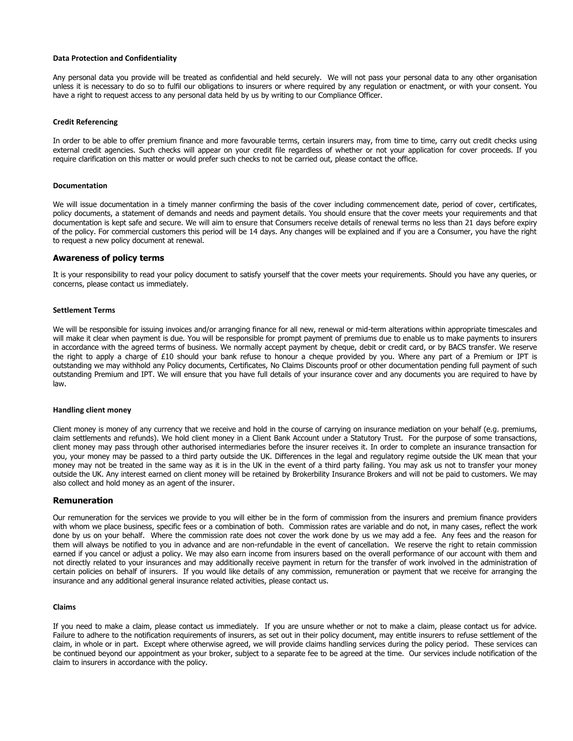#### Data Protection and Confidentiality

Any personal data you provide will be treated as confidential and held securely. We will not pass your personal data to any other organisation unless it is necessary to do so to fulfil our obligations to insurers or where required by any regulation or enactment, or with your consent. You have a right to request access to any personal data held by us by writing to our Compliance Officer.

#### Credit Referencing

In order to be able to offer premium finance and more favourable terms, certain insurers may, from time to time, carry out credit checks using external credit agencies. Such checks will appear on your credit file regardless of whether or not your application for cover proceeds. If you require clarification on this matter or would prefer such checks to not be carried out, please contact the office.

#### Documentation

We will issue documentation in a timely manner confirming the basis of the cover including commencement date, period of cover, certificates, policy documents, a statement of demands and needs and payment details. You should ensure that the cover meets your requirements and that documentation is kept safe and secure. We will aim to ensure that Consumers receive details of renewal terms no less than 21 days before expiry of the policy. For commercial customers this period will be 14 days. Any changes will be explained and if you are a Consumer, you have the right to request a new policy document at renewal.

### Awareness of policy terms

It is your responsibility to read your policy document to satisfy yourself that the cover meets your requirements. Should you have any queries, or concerns, please contact us immediately.

#### Settlement Terms

We will be responsible for issuing invoices and/or arranging finance for all new, renewal or mid-term alterations within appropriate timescales and will make it clear when payment is due. You will be responsible for prompt payment of premiums due to enable us to make payments to insurers in accordance with the agreed terms of business. We normally accept payment by cheque, debit or credit card, or by BACS transfer. We reserve the right to apply a charge of £10 should your bank refuse to honour a cheque provided by you. Where any part of a Premium or IPT is outstanding we may withhold any Policy documents, Certificates, No Claims Discounts proof or other documentation pending full payment of such outstanding Premium and IPT. We will ensure that you have full details of your insurance cover and any documents you are required to have by law.

#### Handling client money

Client money is money of any currency that we receive and hold in the course of carrying on insurance mediation on your behalf (e.g. premiums, claim settlements and refunds). We hold client money in a Client Bank Account under a Statutory Trust. For the purpose of some transactions, client money may pass through other authorised intermediaries before the insurer receives it. In order to complete an insurance transaction for you, your money may be passed to a third party outside the UK. Differences in the legal and regulatory regime outside the UK mean that your money may not be treated in the same way as it is in the UK in the event of a third party failing. You may ask us not to transfer your money outside the UK. Any interest earned on client money will be retained by Brokerbility Insurance Brokers and will not be paid to customers. We may also collect and hold money as an agent of the insurer.

### Remuneration

Our remuneration for the services we provide to you will either be in the form of commission from the insurers and premium finance providers with whom we place business, specific fees or a combination of both. Commission rates are variable and do not, in many cases, reflect the work done by us on your behalf. Where the commission rate does not cover the work done by us we may add a fee. Any fees and the reason for them will always be notified to you in advance and are non-refundable in the event of cancellation. We reserve the right to retain commission earned if you cancel or adjust a policy. We may also earn income from insurers based on the overall performance of our account with them and not directly related to your insurances and may additionally receive payment in return for the transfer of work involved in the administration of certain policies on behalf of insurers. If you would like details of any commission, remuneration or payment that we receive for arranging the insurance and any additional general insurance related activities, please contact us.

#### Claims

If you need to make a claim, please contact us immediately. If you are unsure whether or not to make a claim, please contact us for advice. Failure to adhere to the notification requirements of insurers, as set out in their policy document, may entitle insurers to refuse settlement of the claim, in whole or in part. Except where otherwise agreed, we will provide claims handling services during the policy period. These services can be continued beyond our appointment as your broker, subject to a separate fee to be agreed at the time. Our services include notification of the claim to insurers in accordance with the policy.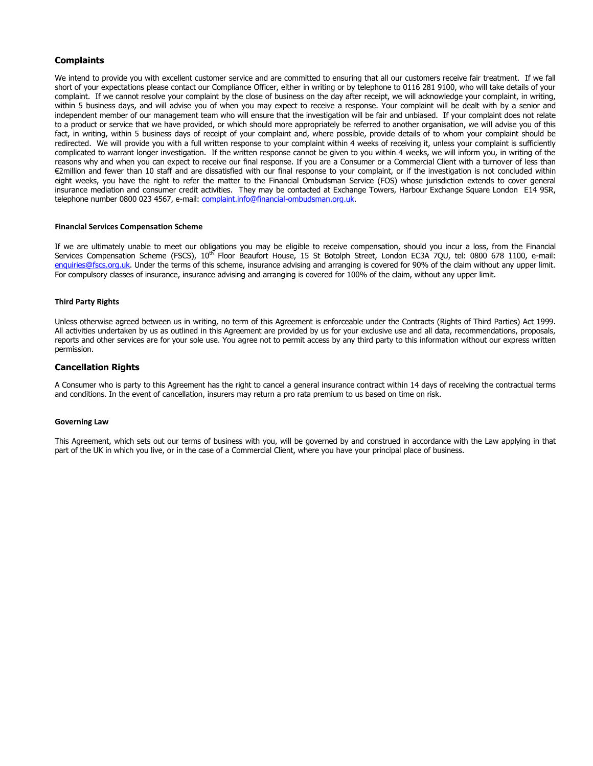## Complaints

We intend to provide you with excellent customer service and are committed to ensuring that all our customers receive fair treatment. If we fall short of your expectations please contact our Compliance Officer, either in writing or by telephone to 0116 281 9100, who will take details of your complaint. If we cannot resolve your complaint by the close of business on the day after receipt, we will acknowledge your complaint, in writing, within 5 business days, and will advise you of when you may expect to receive a response. Your complaint will be dealt with by a senior and independent member of our management team who will ensure that the investigation will be fair and unbiased. If your complaint does not relate to a product or service that we have provided, or which should more appropriately be referred to another organisation, we will advise you of this fact, in writing, within 5 business days of receipt of your complaint and, where possible, provide details of to whom your complaint should be redirected. We will provide you with a full written response to your complaint within 4 weeks of receiving it, unless your complaint is sufficiently complicated to warrant longer investigation. If the written response cannot be given to you within 4 weeks, we will inform you, in writing of the reasons why and when you can expect to receive our final response. If you are a Consumer or a Commercial Client with a turnover of less than €2million and fewer than 10 staff and are dissatisfied with our final response to your complaint, or if the investigation is not concluded within eight weeks, you have the right to refer the matter to the Financial Ombudsman Service (FOS) whose jurisdiction extends to cover general insurance mediation and consumer credit activities. They may be contacted at Exchange Towers, Harbour Exchange Square London E14 9SR, telephone number 0800 023 4567, e-mail: complaint.info@financial-ombudsman.org.uk.

#### Financial Services Compensation Scheme

If we are ultimately unable to meet our obligations you may be eligible to receive compensation, should you incur a loss, from the Financial Services Compensation Scheme (FSCS), 10th Floor Beaufort House, 15 St Botolph Street, London EC3A 7QU, tel: 0800 678 1100, e-mail: enquiries@fscs.org.uk. Under the terms of this scheme, insurance advising and arranging is covered for 90% of the claim without any upper limit. For compulsory classes of insurance, insurance advising and arranging is covered for 100% of the claim, without any upper limit.

#### Third Party Rights

Unless otherwise agreed between us in writing, no term of this Agreement is enforceable under the Contracts (Rights of Third Parties) Act 1999. All activities undertaken by us as outlined in this Agreement are provided by us for your exclusive use and all data, recommendations, proposals, reports and other services are for your sole use. You agree not to permit access by any third party to this information without our express written permission.

## Cancellation Rights

A Consumer who is party to this Agreement has the right to cancel a general insurance contract within 14 days of receiving the contractual terms and conditions. In the event of cancellation, insurers may return a pro rata premium to us based on time on risk.

#### Governing Law

This Agreement, which sets out our terms of business with you, will be governed by and construed in accordance with the Law applying in that part of the UK in which you live, or in the case of a Commercial Client, where you have your principal place of business.